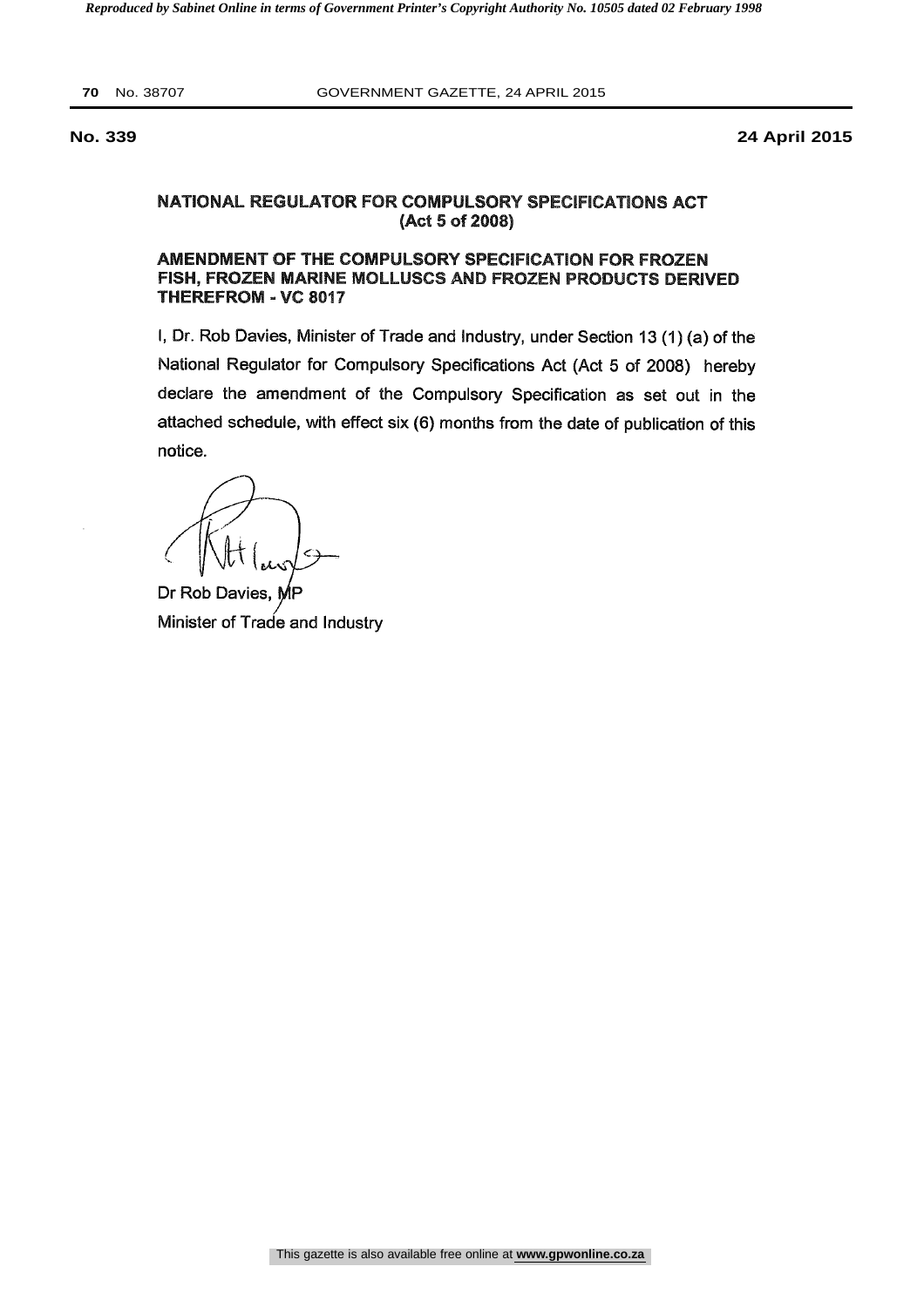**No. 339** **24 April 2015**

## NATIONAL REGULATOR FOR COMPULSORY SPECIFICATIONS ACT
## (Act 5 of 2008)

### AMENDMENT OF THE COMPULSORY SPECIFICATION FOR FROZEN FISH, FROZEN MARINE MOLLUSCS AND FROZEN PRODUCTS DERIVED THEREFROM - VC 8017

I, Dr. Rob Davies, Minister of Trade and Industry, under Section 13 (1) (a) of the National Regulator for Compulsory Specifications Act (Act 5 of 2008) hereby declare the amendment of the Compulsory Specification as set out in the attached schedule, with effect six (6) months from the date of publication of this notice.

Dr Rob Davies, MP
Minister of Trade and Industry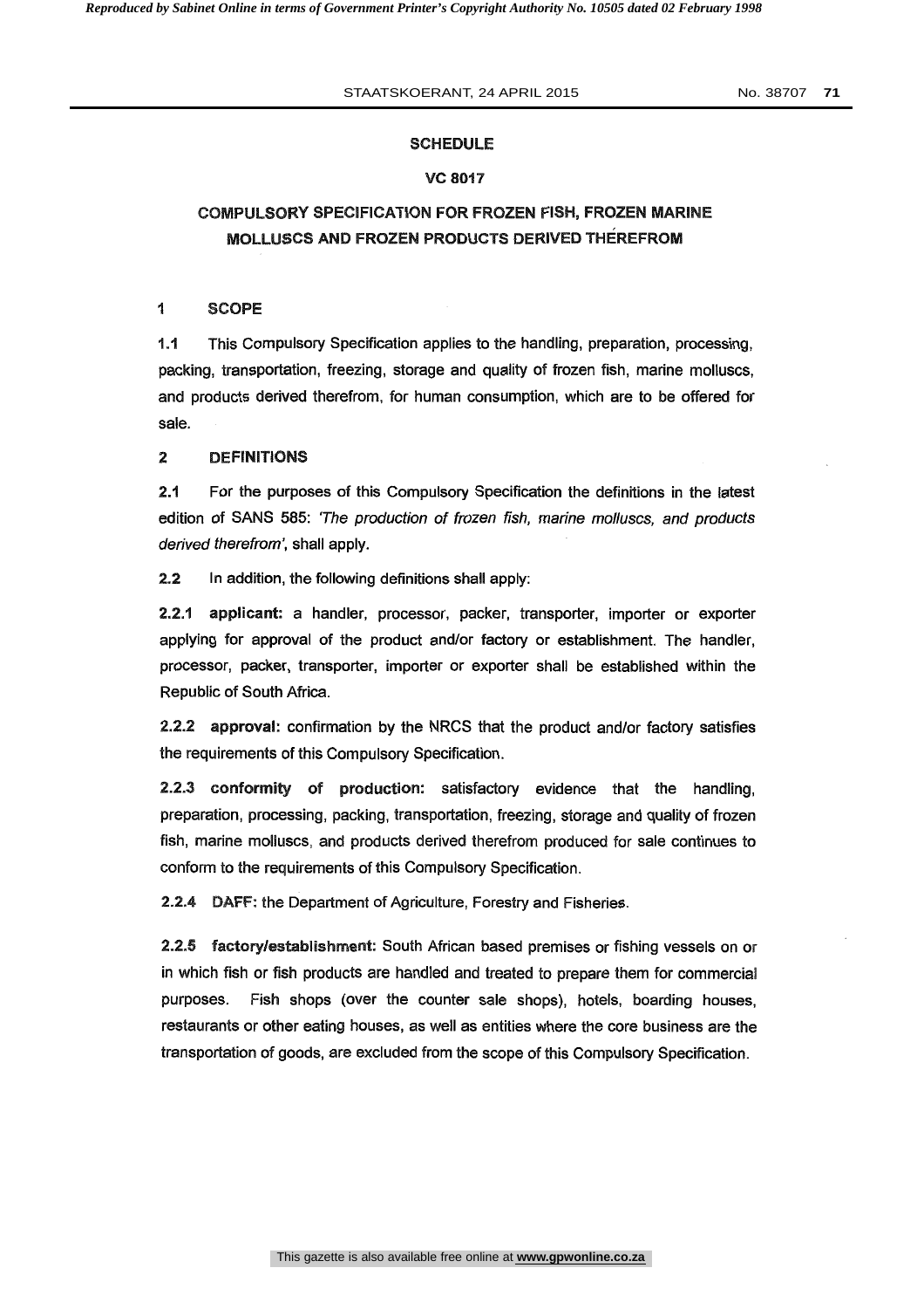## SCHEDULE

## VC 8017

## COMPULSORY SPECIFICATION FOR FROZEN FISH, FROZEN MARINE MOLLUSCS AND FROZEN PRODUCTS DERIVED THEREFROM

### 1 SCOPE

**1.1** This Compulsory Specification applies to the handling, preparation, processing, packing, transportation, freezing, storage and quality of frozen fish, marine molluscs, and products derived therefrom, for human consumption, which are to be offered for sale.

### 2 DEFINITIONS

**2.1** For the purposes of this Compulsory Specification the definitions in the latest edition of SANS 585: *'The production of frozen fish, marine molluscs, and products derived therefrom'*, shall apply.

**2.2** In addition, the following definitions shall apply:

**2.2.1 applicant:** a handler, processor, packer, transporter, importer or exporter applying for approval of the product and/or factory or establishment. The handler, processor, packer, transporter, importer or exporter shall be established within the Republic of South Africa.

**2.2.2 approval:** confirmation by the NRCS that the product and/or factory satisfies the requirements of this Compulsory Specification.

**2.2.3 conformity of production:** satisfactory evidence that the handling, preparation, processing, packing, transportation, freezing, storage and quality of frozen fish, marine molluscs, and products derived therefrom produced for sale continues to conform to the requirements of this Compulsory Specification.

**2.2.4 DAFF:** the Department of Agriculture, Forestry and Fisheries.

**2.2.5 factory/establishment:** South African based premises or fishing vessels on or in which fish or fish products are handled and treated to prepare them for commercial purposes. Fish shops (over the counter sale shops), hotels, boarding houses, restaurants or other eating houses, as well as entities where the core business are the transportation of goods, are excluded from the scope of this Compulsory Specification.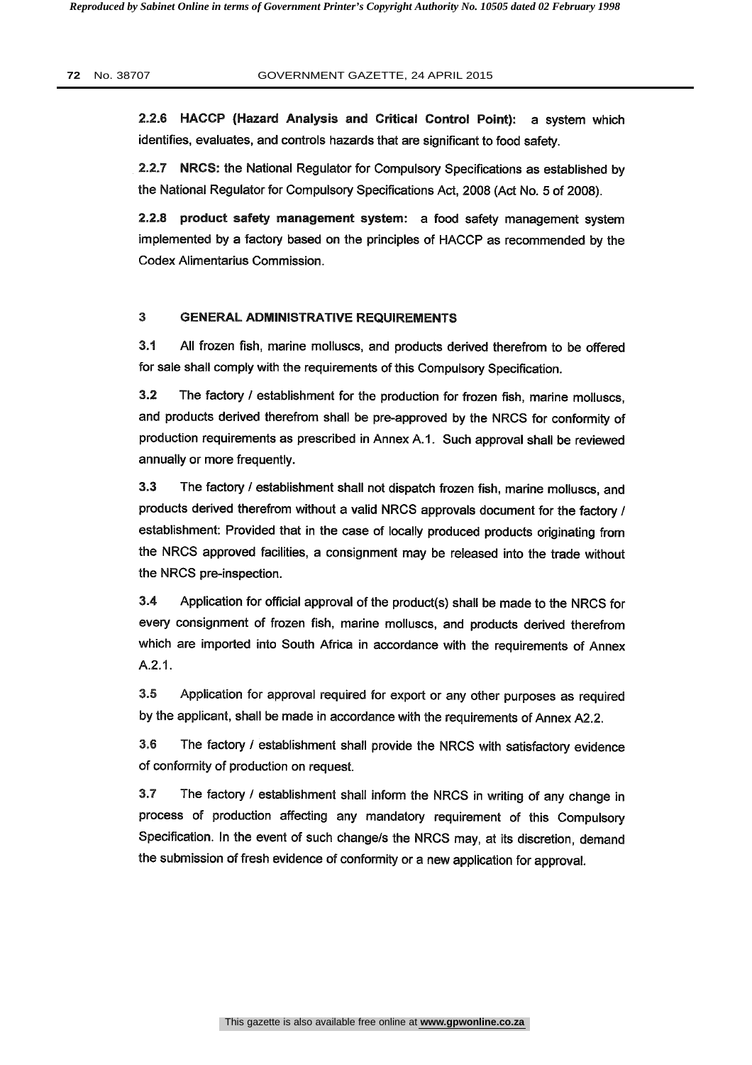**2.2.6 HACCP (Hazard Analysis and Critical Control Point):** a system which identifies, evaluates, and controls hazards that are significant to food safety.

**2.2.7 NRCS:** the National Regulator for Compulsory Specifications as established by the National Regulator for Compulsory Specifications Act, 2008 (Act No. 5 of 2008).

**2.2.8 product safety management system:** a food safety management system implemented by a factory based on the principles of HACCP as recommended by the Codex Alimentarius Commission.

## 3 GENERAL ADMINISTRATIVE REQUIREMENTS

3.1 All frozen fish, marine molluscs, and products derived therefrom to be offered for sale shall comply with the requirements of this Compulsory Specification.

3.2 The factory / establishment for the production for frozen fish, marine molluscs, and products derived therefrom shall be pre-approved by the NRCS for conformity of production requirements as prescribed in Annex A.1. Such approval shall be reviewed annually or more frequently.

3.3 The factory / establishment shall not dispatch frozen fish, marine molluscs, and products derived therefrom without a valid NRCS approvals document for the factory / establishment: Provided that in the case of locally produced products originating from the NRCS approved facilities, a consignment may be released into the trade without the NRCS pre-inspection.

3.4 Application for official approval of the product(s) shall be made to the NRCS for every consignment of frozen fish, marine molluscs, and products derived therefrom which are imported into South Africa in accordance with the requirements of Annex A.2.1.

3.5 Application for approval required for export or any other purposes as required by the applicant, shall be made in accordance with the requirements of Annex A2.2.

3.6 The factory / establishment shall provide the NRCS with satisfactory evidence of conformity of production on request.

3.7 The factory / establishment shall inform the NRCS in writing of any change in process of production affecting any mandatory requirement of this Compulsory Specification. In the event of such change/s the NRCS may, at its discretion, demand the submission of fresh evidence of conformity or a new application for approval.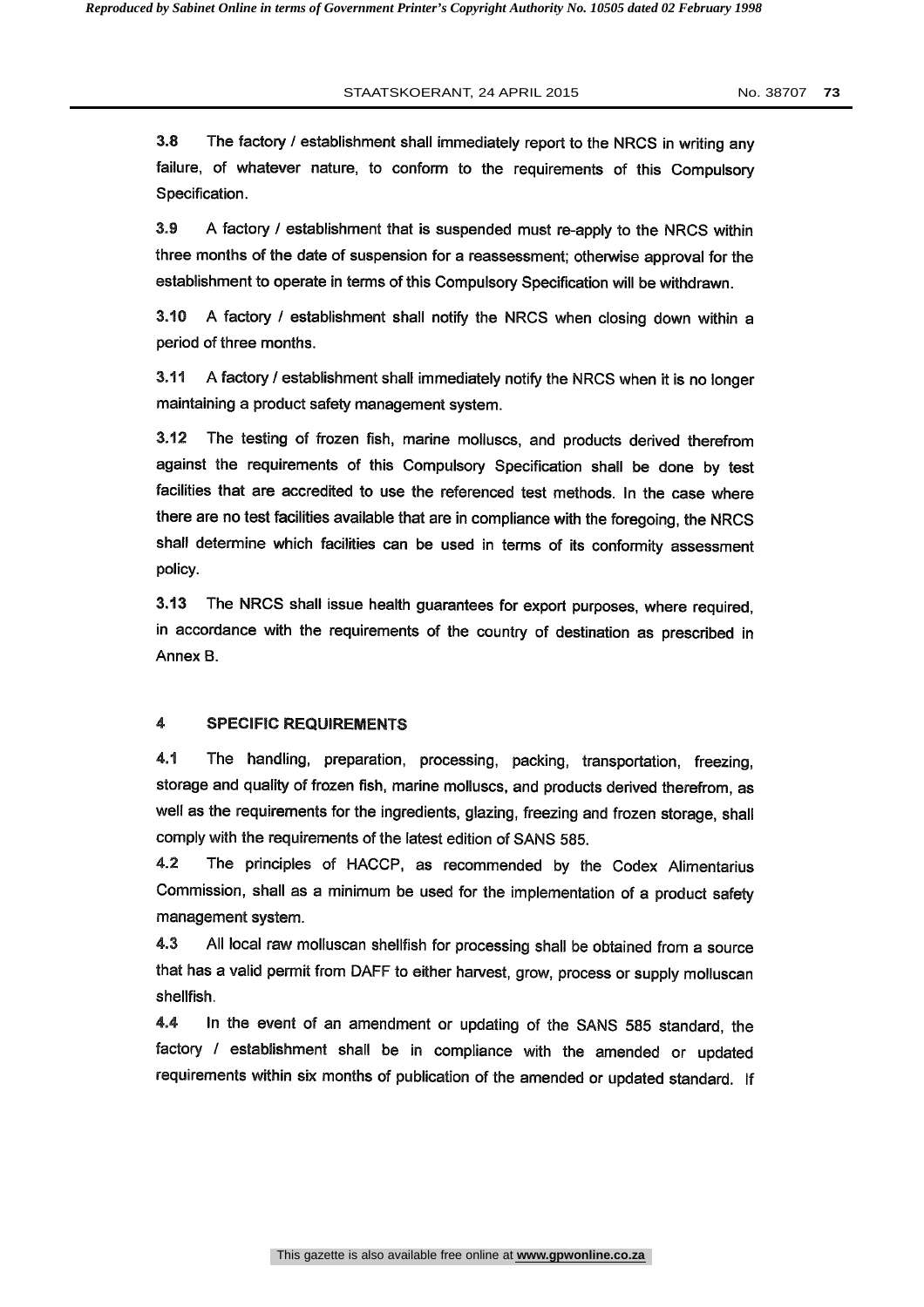**3.8** The factory / establishment shall immediately report to the NRCS in writing any failure, of whatever nature, to conform to the requirements of this Compulsory Specification.

**3.9** A factory / establishment that is suspended must re-apply to the NRCS within three months of the date of suspension for a reassessment; otherwise approval for the establishment to operate in terms of this Compulsory Specification will be withdrawn.

**3.10** A factory / establishment shall notify the NRCS when closing down within a period of three months.

**3.11** A factory / establishment shall immediately notify the NRCS when it is no longer maintaining a product safety management system.

**3.12** The testing of frozen fish, marine molluscs, and products derived therefrom against the requirements of this Compulsory Specification shall be done by test facilities that are accredited to use the referenced test methods. In the case where there are no test facilities available that are in compliance with the foregoing, the NRCS shall determine which facilities can be used in terms of its conformity assessment policy.

**3.13** The NRCS shall issue health guarantees for export purposes, where required, in accordance with the requirements of the country of destination as prescribed in Annex B.

## 4 SPECIFIC REQUIREMENTS

**4.1** The handling, preparation, processing, packing, transportation, freezing, storage and quality of frozen fish, marine molluscs, and products derived therefrom, as well as the requirements for the ingredients, glazing, freezing and frozen storage, shall comply with the requirements of the latest edition of SANS 585.

**4.2** The principles of HACCP, as recommended by the Codex Alimentarius Commission, shall as a minimum be used for the implementation of a product safety management system.

**4.3** All local raw molluscan shellfish for processing shall be obtained from a source that has a valid permit from DAFF to either harvest, grow, process or supply molluscan shellfish.

**4.4** In the event of an amendment or updating of the SANS 585 standard, the factory / establishment shall be in compliance with the amended or updated requirements within six months of publication of the amended or updated standard. If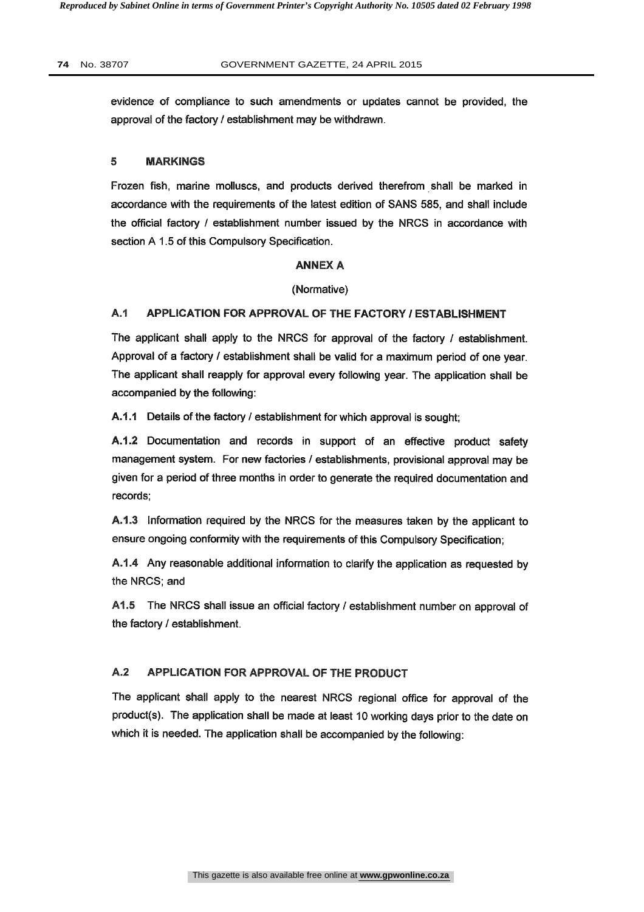evidence of compliance to such amendments or updates cannot be provided, the approval of the factory / establishment may be withdrawn.

## 5 MARKINGS

Frozen fish, marine molluscs, and products derived therefrom shall be marked in accordance with the requirements of the latest edition of SANS 585, and shall include the official factory / establishment number issued by the NRCS in accordance with section A 1.5 of this Compulsory Specification.

## ANNEX A

(Normative)

### A.1 APPLICATION FOR APPROVAL OF THE FACTORY / ESTABLISHMENT

The applicant shall apply to the NRCS for approval of the factory / establishment. Approval of a factory / establishment shall be valid for a maximum period of one year. The applicant shall reapply for approval every following year. The application shall be accompanied by the following:

**A.1.1** Details of the factory / establishment for which approval is sought;

**A.1.2** Documentation and records in support of an effective product safety management system. For new factories / establishments, provisional approval may be given for a period of three months in order to generate the required documentation and records;

**A.1.3** Information required by the NRCS for the measures taken by the applicant to ensure ongoing conformity with the requirements of this Compulsory Specification;

**A.1.4** Any reasonable additional information to clarify the application as requested by the NRCS; and

**A1.5** The NRCS shall issue an official factory / establishment number on approval of the factory / establishment.

### A.2 APPLICATION FOR APPROVAL OF THE PRODUCT

The applicant shall apply to the nearest NRCS regional office for approval of the product(s). The application shall be made at least 10 working days prior to the date on which it is needed. The application shall be accompanied by the following: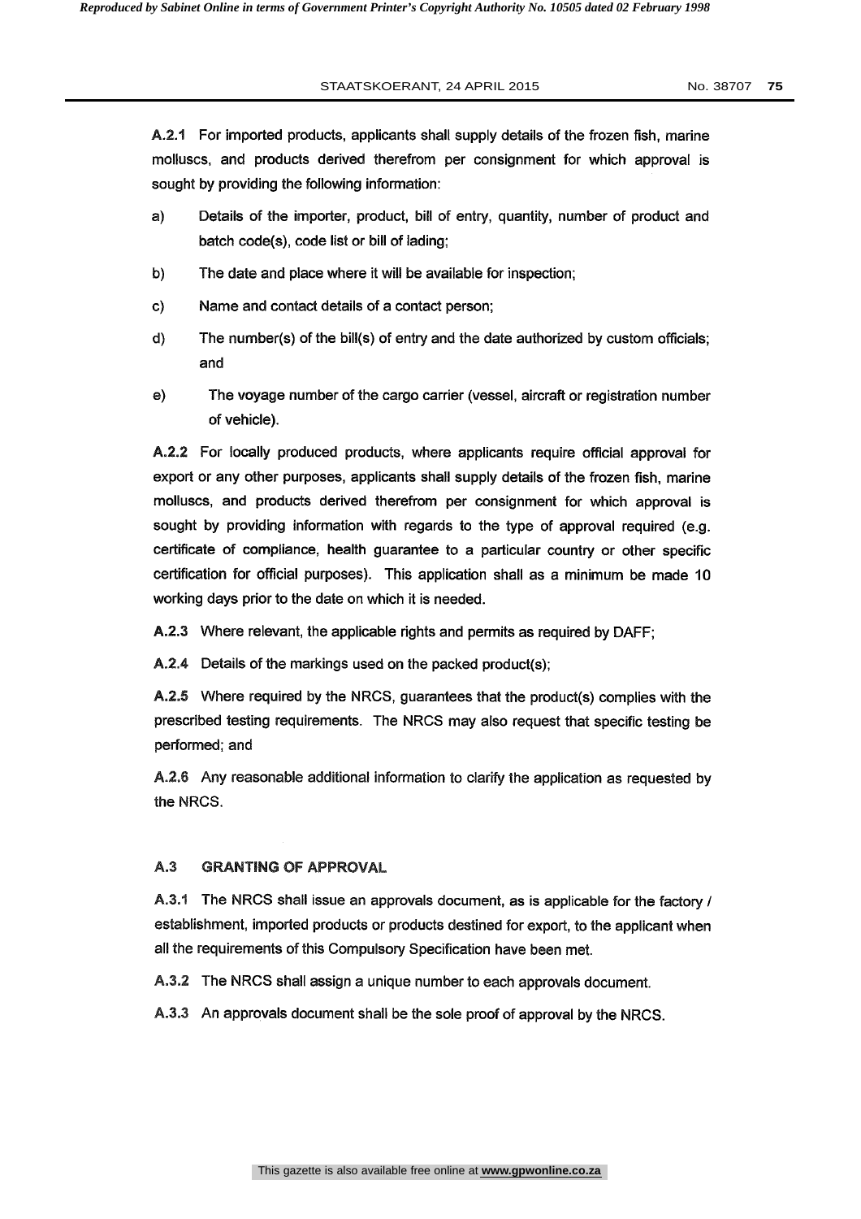**A.2.1** For imported products, applicants shall supply details of the frozen fish, marine molluscs, and products derived therefrom per consignment for which approval is sought by providing the following information:

a) Details of the importer, product, bill of entry, quantity, number of product and batch code(s), code list or bill of lading;

b) The date and place where it will be available for inspection;

c) Name and contact details of a contact person;

d) The number(s) of the bill(s) of entry and the date authorized by custom officials; and

e) The voyage number of the cargo carrier (vessel, aircraft or registration number of vehicle).

**A.2.2** For locally produced products, where applicants require official approval for export or any other purposes, applicants shall supply details of the frozen fish, marine molluscs, and products derived therefrom per consignment for which approval is sought by providing information with regards to the type of approval required (e.g. certificate of compliance, health guarantee to a particular country or other specific certification for official purposes). This application shall as a minimum be made 10 working days prior to the date on which it is needed.

**A.2.3** Where relevant, the applicable rights and permits as required by DAFF;

**A.2.4** Details of the markings used on the packed product(s);

**A.2.5** Where required by the NRCS, guarantees that the product(s) complies with the prescribed testing requirements. The NRCS may also request that specific testing be performed; and

**A.2.6** Any reasonable additional information to clarify the application as requested by the NRCS.

## A.3 GRANTING OF APPROVAL

**A.3.1** The NRCS shall issue an approvals document, as is applicable for the factory / establishment, imported products or products destined for export, to the applicant when all the requirements of this Compulsory Specification have been met.

**A.3.2** The NRCS shall assign a unique number to each approvals document.

**A.3.3** An approvals document shall be the sole proof of approval by the NRCS.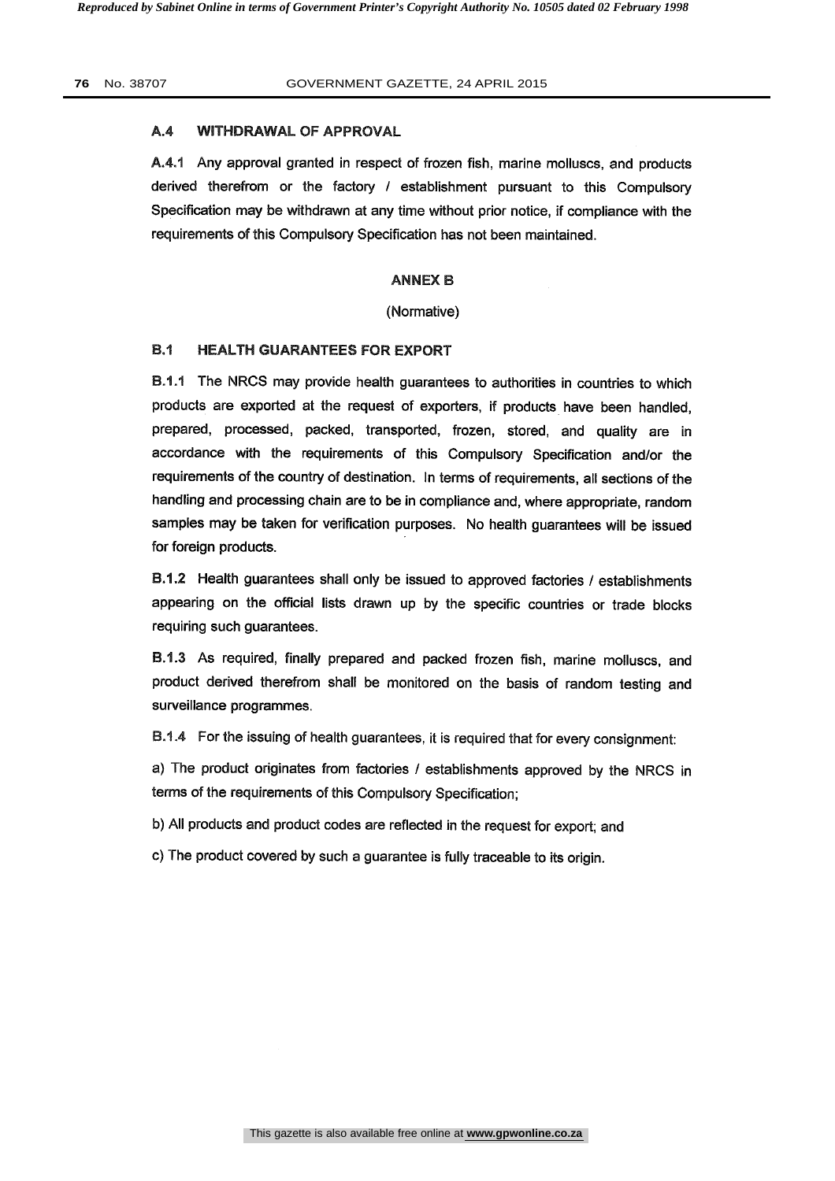## A.4 WITHDRAWAL OF APPROVAL

**A.4.1** Any approval granted in respect of frozen fish, marine molluscs, and products derived therefrom or the factory / establishment pursuant to this Compulsory Specification may be withdrawn at any time without prior notice, if compliance with the requirements of this Compulsory Specification has not been maintained.

## ANNEX B

(Normative)

## B.1 HEALTH GUARANTEES FOR EXPORT

**B.1.1** The NRCS may provide health guarantees to authorities in countries to which products are exported at the request of exporters, if products have been handled, prepared, processed, packed, transported, frozen, stored, and quality are in accordance with the requirements of this Compulsory Specification and/or the requirements of the country of destination. In terms of requirements, all sections of the handling and processing chain are to be in compliance and, where appropriate, random samples may be taken for verification purposes. No health guarantees will be issued for foreign products.

**B.1.2** Health guarantees shall only be issued to approved factories / establishments appearing on the official lists drawn up by the specific countries or trade blocks requiring such guarantees.

**B.1.3** As required, finally prepared and packed frozen fish, marine molluscs, and product derived therefrom shall be monitored on the basis of random testing and surveillance programmes.

**B.1.4** For the issuing of health guarantees, it is required that for every consignment:

a) The product originates from factories / establishments approved by the NRCS in terms of the requirements of this Compulsory Specification;

b) All products and product codes are reflected in the request for export; and

c) The product covered by such a guarantee is fully traceable to its origin.